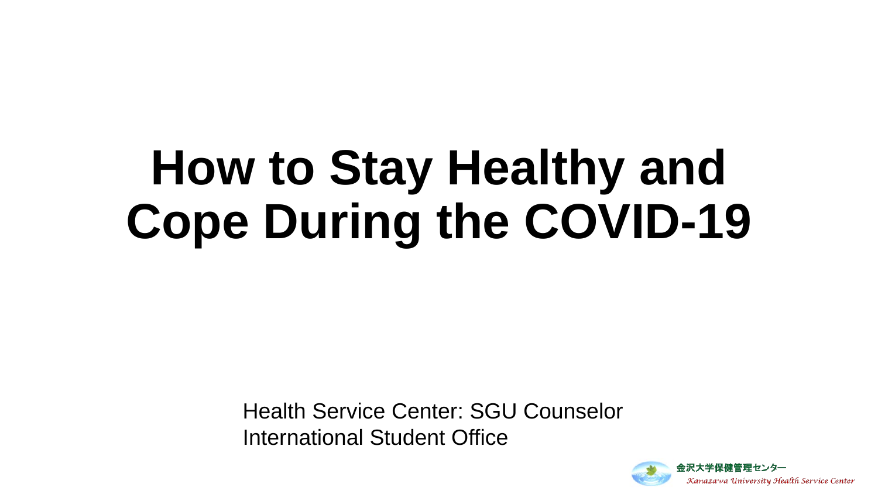# How to Stay Healthy and Cope During the COVID-19

Health Service Center: SGU Counselor
International Student Office

金沢大学保健管理センター
*Kanazawa University Health Service Center*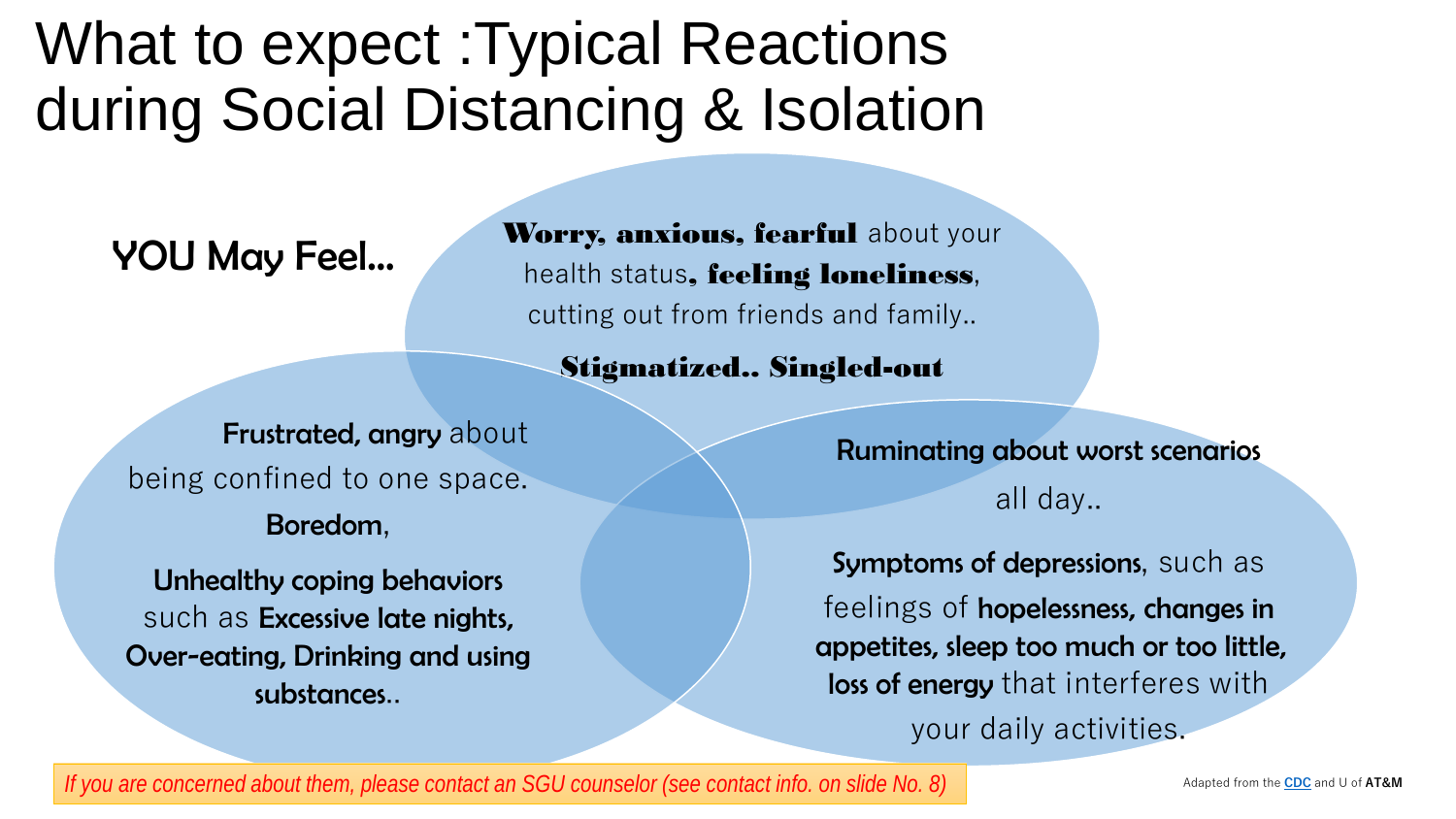# What to expect :Typical Reactions during Social Distancing & Isolation

**YOU May Feel...**

**Worry, anxious, fearful** about your health status**, feeling loneliness**, cutting out from friends and family..

**Stigmatized.. Singled-out**

**Frustrated, angry** about being confined to one space. **Boredom**,

**Unhealthy coping behaviors** such as **Excessive late nights, Over-eating, Drinking and using substances**..

**Ruminating about worst scenarios** all day..

**Symptoms of depressions**, such as feelings of **hopelessness, changes in appetites, sleep too much or too little, loss of energy** that interferes with your daily activities.

*If you are concerned about them, please contact an SGU counselor (see contact info. on slide No. 8)*

Adapted from the CDC and U of **AT&M**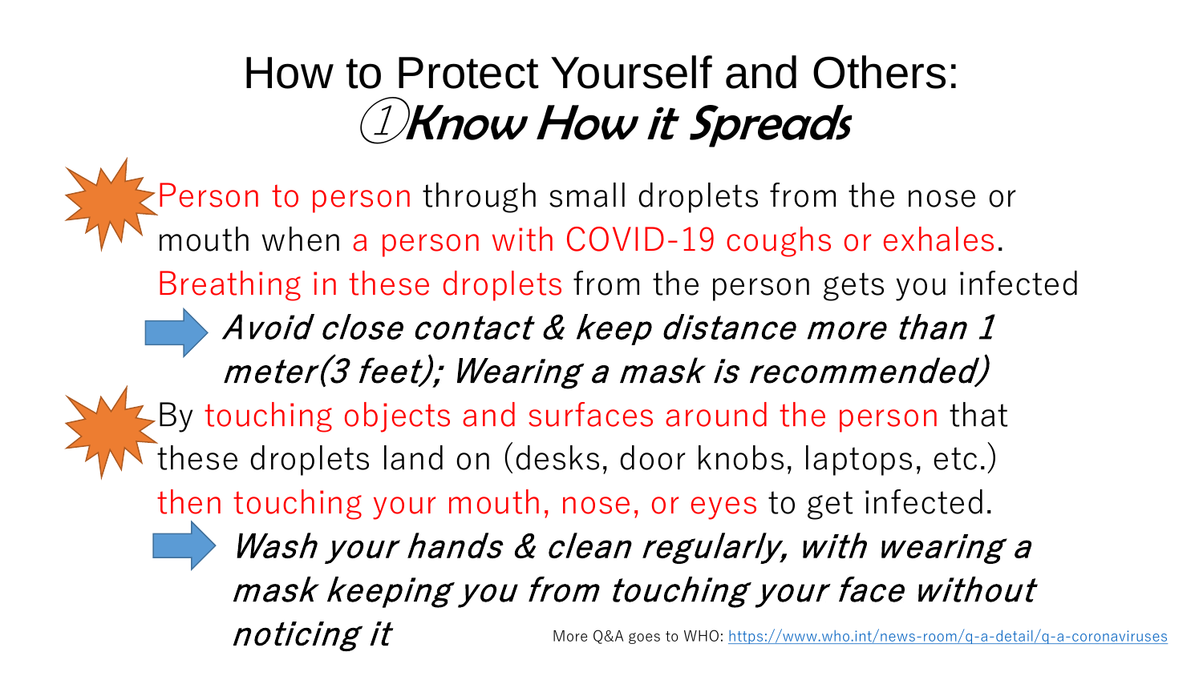# How to Protect Yourself and Others:
## ①*Know How it Spreads*

- Person to person through small droplets from the nose or mouth when a person with COVID-19 coughs or exhales. Breathing in these droplets from the person gets you infected
  - ➡ *Avoid close contact & keep distance more than 1 meter(3 feet); Wearing a mask is recommended)*
- By touching objects and surfaces around the person that these droplets land on (desks, door knobs, laptops, etc.) then touching your mouth, nose, or eyes to get infected.
  - ➡ *Wash your hands & clean regularly, with wearing a mask keeping you from touching your face without noticing it*

More Q&A goes to WHO: https://www.who.int/news-room/q-a-detail/q-a-coronaviruses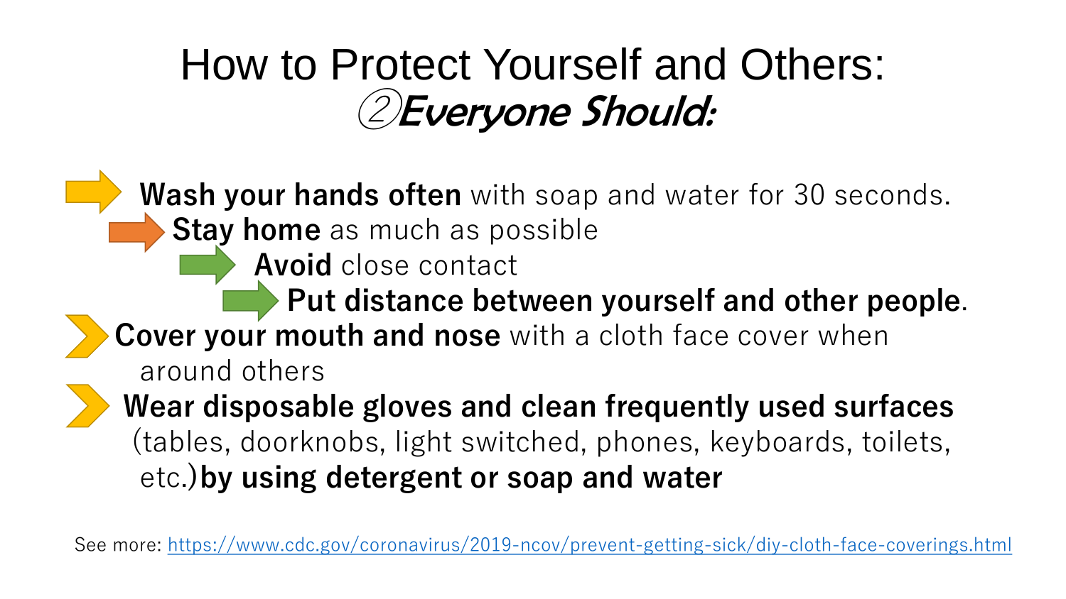# How to Protect Yourself and Others:
## ②*Everyone Should:*

- **Wash your hands often** with soap and water for 30 seconds.
  - **Stay home** as much as possible
    - **Avoid** close contact
      - **Put distance between yourself and other people**.
- **Cover your mouth and nose** with a cloth face cover when around others
- **Wear disposable gloves and clean frequently used surfaces** (tables, doorknobs, light switched, phones, keyboards, toilets, etc.)**by using detergent or soap and water**

See more: https://www.cdc.gov/coronavirus/2019-ncov/prevent-getting-sick/diy-cloth-face-coverings.html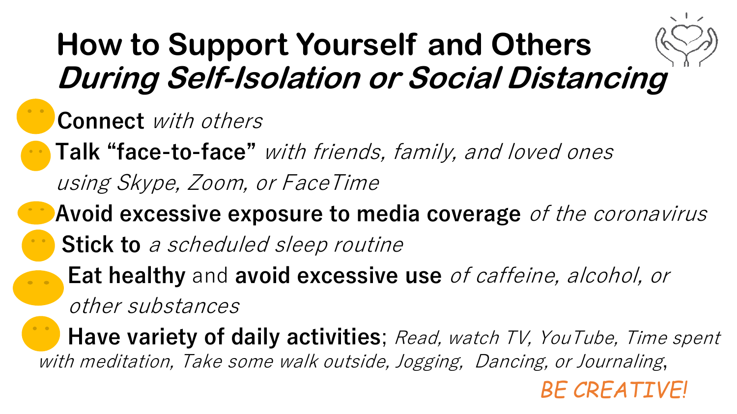# How to Support Yourself and Others *During Self-Isolation or Social Distancing*

- **Connect** *with others*
- **Talk “face-to-face”** *with friends, family, and loved ones using Skype, Zoom, or FaceTime*
- **Avoid excessive exposure to media coverage** *of the coronavirus*
- **Stick to** *a scheduled sleep routine*
- **Eat healthy** and **avoid excessive use** *of caffeine, alcohol, or other substances*
- **Have variety of daily activities**; *Read, watch TV, YouTube, Time spent with meditation, Take some walk outside, Jogging, Dancing, or Journaling*,

*BE CREATIVE!*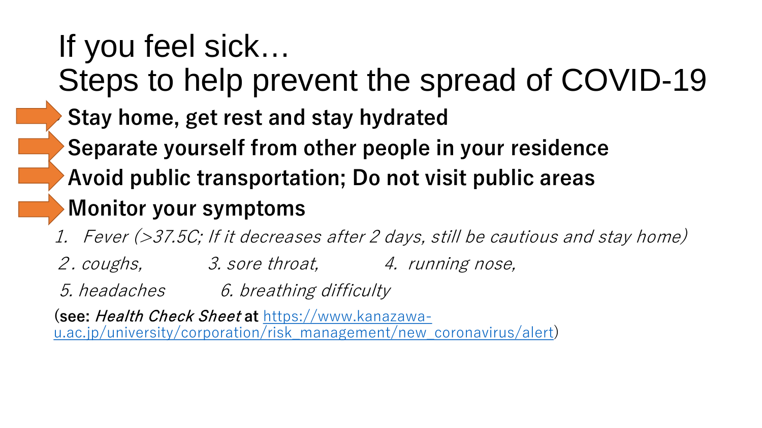# If you feel sick…
# Steps to help prevent the spread of COVID-19

- **Stay home, get rest and stay hydrated**
- **Separate yourself from other people in your residence**
- **Avoid public transportation; Do not visit public areas**
- **Monitor your symptoms**

*1. Fever (>37.5C; If it decreases after 2 days, still be cautious and stay home)*

*2. coughs,* *3. sore throat,* *4. running nose,*

*5. headaches* *6. breathing difficulty*

(**see:** ***Health Check Sheet*** **at** https://www.kanazawa-u.ac.jp/university/corporation/risk_management/new_coronavirus/alert)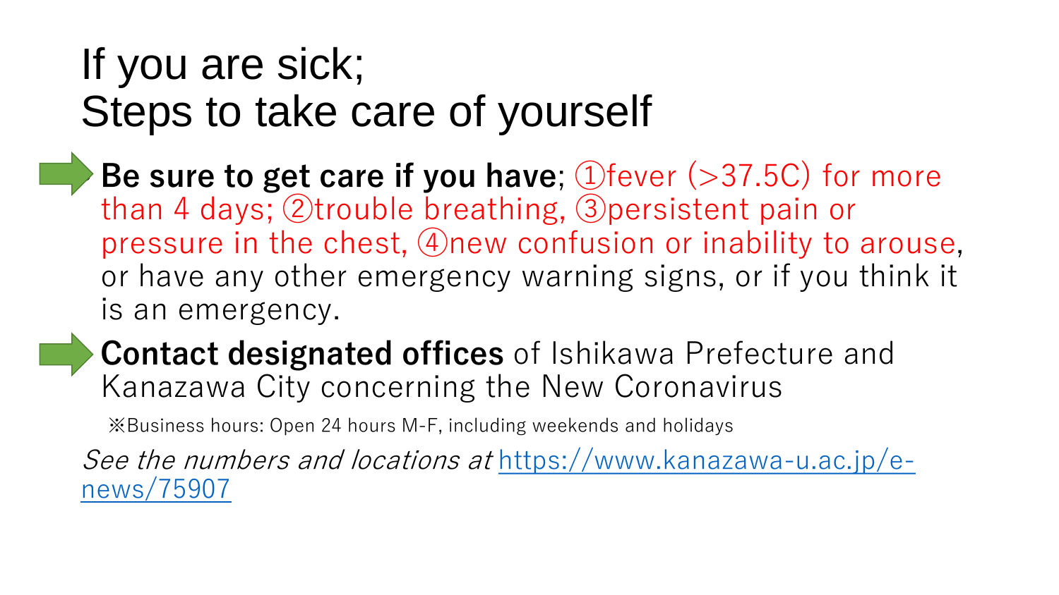# If you are sick;
# Steps to take care of yourself

- **Be sure to get care if you have**; ①fever (>37.5C) for more than 4 days; ②trouble breathing, ③persistent pain or pressure in the chest, ④new confusion or inability to arouse, or have any other emergency warning signs, or if you think it is an emergency.
- **Contact designated offices** of Ishikawa Prefecture and Kanazawa City concerning the New Coronavirus

  ※Business hours: Open 24 hours M-F, including weekends and holidays

*See the numbers and locations at* https://www.kanazawa-u.ac.jp/e-news/75907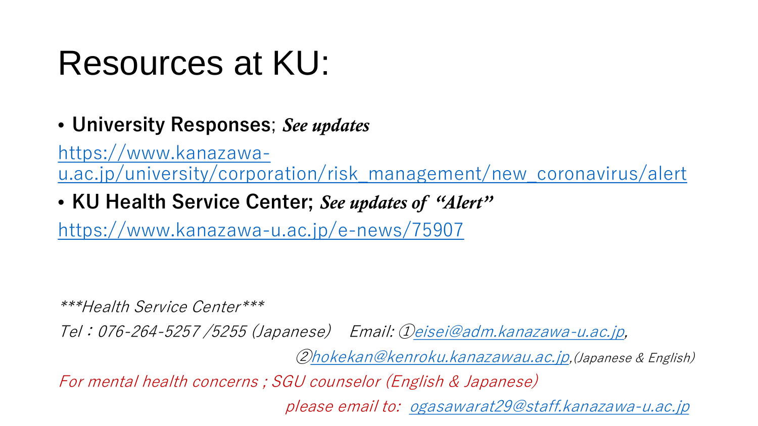# Resources at KU:

- **University Responses**; ***See updates***

https://www.kanazawa-u.ac.jp/university/corporation/risk_management/new_coronavirus/alert

- **KU Health Service Center;** ***See updates of "Alert"***

https://www.kanazawa-u.ac.jp/e-news/75907

*\*\*\*Health Service Center\*\*\**

*Tel：076-264-5257 /5255 (Japanese)　Email: ①eisei@adm.kanazawa-u.ac.jp,*

*②hokekan@kenroku.kanazawau.ac.jp,(Japanese & English)*

*For mental health concerns ; SGU counselor (English & Japanese)*

*please email to: ogasawarat29@staff.kanazawa-u.ac.jp*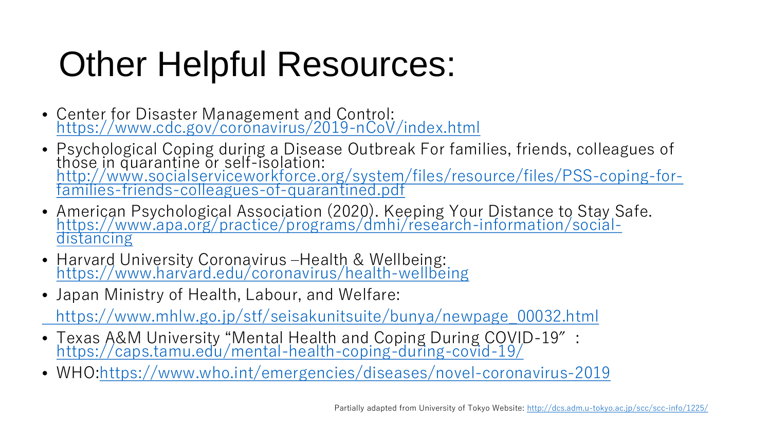# Other Helpful Resources:

- Center for Disaster Management and Control: https://www.cdc.gov/coronavirus/2019-nCoV/index.html
- Psychological Coping during a Disease Outbreak For families, friends, colleagues of those in quarantine or self-isolation: http://www.socialserviceworkforce.org/system/files/resource/files/PSS-coping-for-families-friends-colleagues-of-quarantined.pdf
- American Psychological Association (2020). Keeping Your Distance to Stay Safe. https://www.apa.org/practice/programs/dmhi/research-information/social-distancing
- Harvard University Coronavirus –Health & Wellbeing: https://www.harvard.edu/coronavirus/health-wellbeing
- Japan Ministry of Health, Labour, and Welfare:

  https://www.mhlw.go.jp/stf/seisakunitsuite/bunya/newpage_00032.html
- Texas A&M University "Mental Health and Coping During COVID-19" : https://caps.tamu.edu/mental-health-coping-during-covid-19/
- WHO:https://www.who.int/emergencies/diseases/novel-coronavirus-2019

Partially adapted from University of Tokyo Website: http://dcs.adm.u-tokyo.ac.jp/scc/scc-info/1225/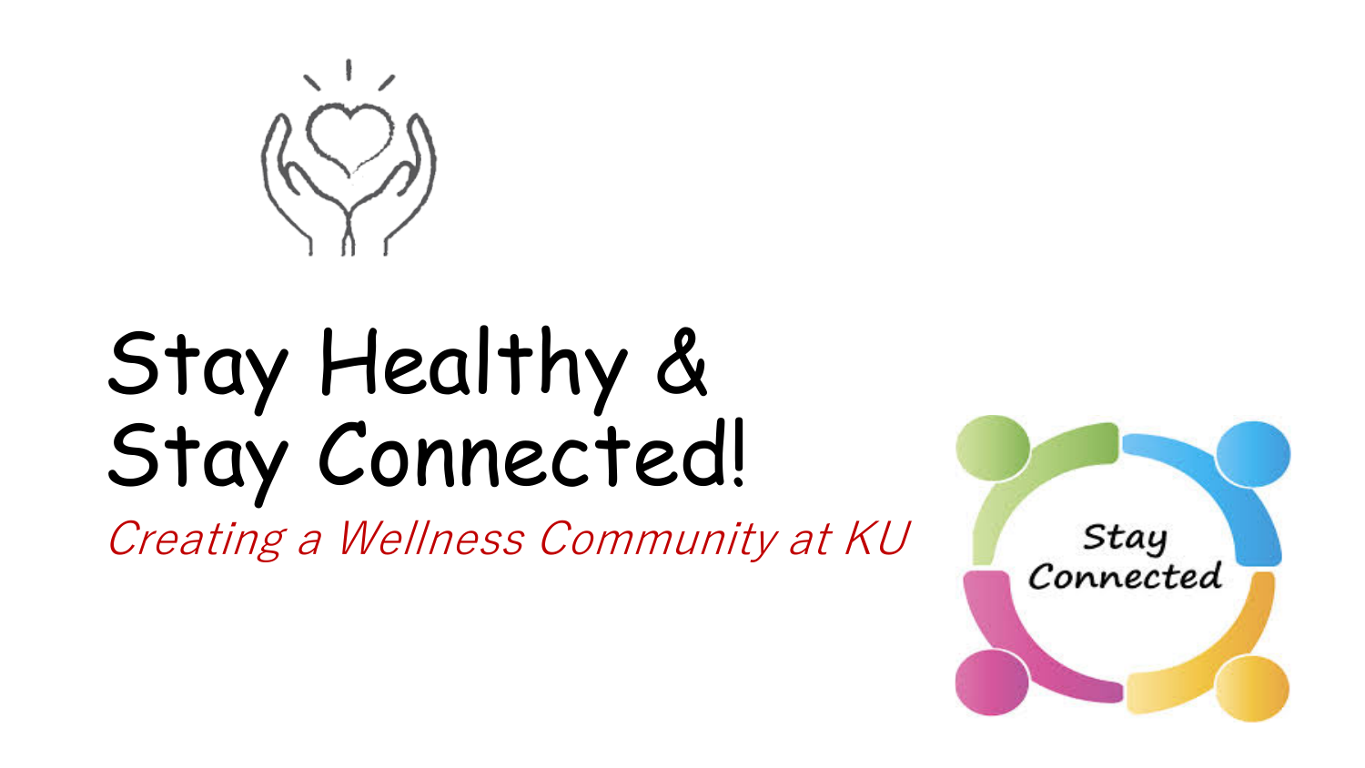# Stay Healthy & Stay Connected!

*Creating a Wellness Community at KU*